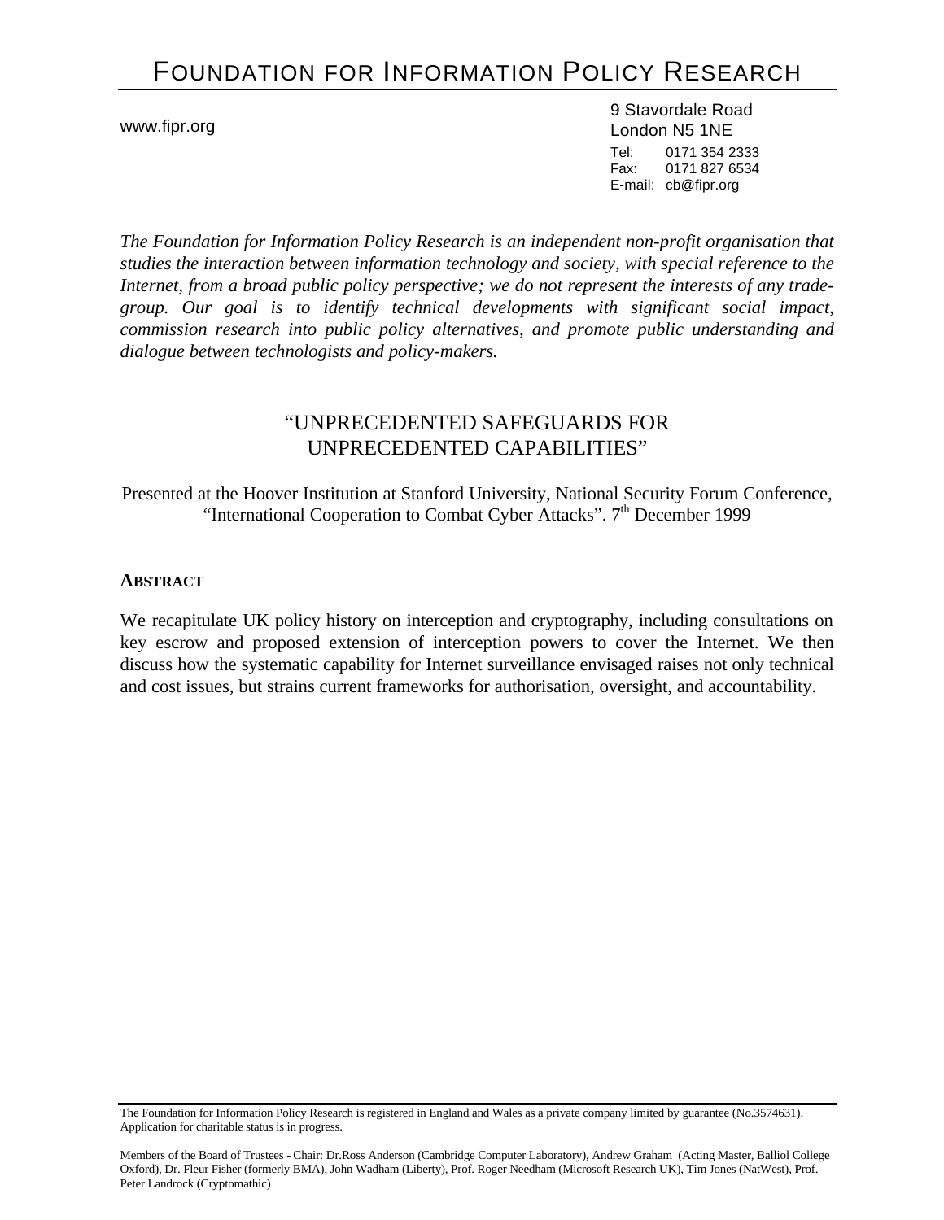# FOUNDATION FOR INFORMATION POLICY RESEARCH

www.fipr.org

9 Stavordale Road
London N5 1NE
Tel: 0171 354 2333
Fax: 0171 827 6534
E-mail: cb@fipr.org

*The Foundation for Information Policy Research is an independent non-profit organisation that studies the interaction between information technology and society, with special reference to the Internet, from a broad public policy perspective; we do not represent the interests of any trade-group. Our goal is to identify technical developments with significant social impact, commission research into public policy alternatives, and promote public understanding and dialogue between technologists and policy-makers.*

## "UNPRECEDENTED SAFEGUARDS FOR UNPRECEDENTED CAPABILITIES"

Presented at the Hoover Institution at Stanford University, National Security Forum Conference, "International Cooperation to Combat Cyber Attacks". 7th December 1999

### ABSTRACT

We recapitulate UK policy history on interception and cryptography, including consultations on key escrow and proposed extension of interception powers to cover the Internet. We then discuss how the systematic capability for Internet surveillance envisaged raises not only technical and cost issues, but strains current frameworks for authorisation, oversight, and accountability.

The Foundation for Information Policy Research is registered in England and Wales as a private company limited by guarantee (No.3574631). Application for charitable status is in progress.

Members of the Board of Trustees - Chair: Dr.Ross Anderson (Cambridge Computer Laboratory), Andrew Graham (Acting Master, Balliol College Oxford), Dr. Fleur Fisher (formerly BMA), John Wadham (Liberty), Prof. Roger Needham (Microsoft Research UK), Tim Jones (NatWest), Prof. Peter Landrock (Cryptomathic)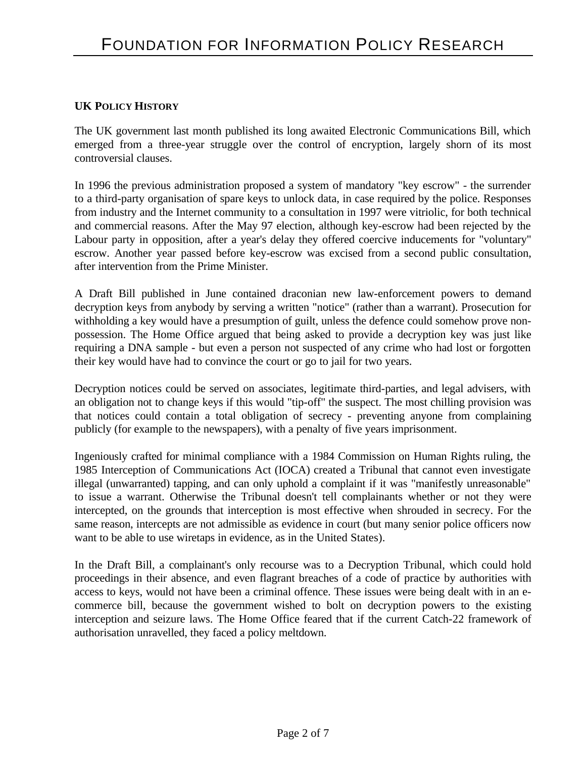**UK POLICY HISTORY**

The UK government last month published its long awaited Electronic Communications Bill, which emerged from a three-year struggle over the control of encryption, largely shorn of its most controversial clauses.

In 1996 the previous administration proposed a system of mandatory "key escrow" - the surrender to a third-party organisation of spare keys to unlock data, in case required by the police. Responses from industry and the Internet community to a consultation in 1997 were vitriolic, for both technical and commercial reasons. After the May 97 election, although key-escrow had been rejected by the Labour party in opposition, after a year's delay they offered coercive inducements for "voluntary" escrow. Another year passed before key-escrow was excised from a second public consultation, after intervention from the Prime Minister.

A Draft Bill published in June contained draconian new law-enforcement powers to demand decryption keys from anybody by serving a written "notice" (rather than a warrant). Prosecution for withholding a key would have a presumption of guilt, unless the defence could somehow prove non-possession. The Home Office argued that being asked to provide a decryption key was just like requiring a DNA sample - but even a person not suspected of any crime who had lost or forgotten their key would have had to convince the court or go to jail for two years.

Decryption notices could be served on associates, legitimate third-parties, and legal advisers, with an obligation not to change keys if this would "tip-off" the suspect. The most chilling provision was that notices could contain a total obligation of secrecy - preventing anyone from complaining publicly (for example to the newspapers), with a penalty of five years imprisonment.

Ingeniously crafted for minimal compliance with a 1984 Commission on Human Rights ruling, the 1985 Interception of Communications Act (IOCA) created a Tribunal that cannot even investigate illegal (unwarranted) tapping, and can only uphold a complaint if it was "manifestly unreasonable" to issue a warrant. Otherwise the Tribunal doesn't tell complainants whether or not they were intercepted, on the grounds that interception is most effective when shrouded in secrecy. For the same reason, intercepts are not admissible as evidence in court (but many senior police officers now want to be able to use wiretaps in evidence, as in the United States).

In the Draft Bill, a complainant's only recourse was to a Decryption Tribunal, which could hold proceedings in their absence, and even flagrant breaches of a code of practice by authorities with access to keys, would not have been a criminal offence. These issues were being dealt with in an e-commerce bill, because the government wished to bolt on decryption powers to the existing interception and seizure laws. The Home Office feared that if the current Catch-22 framework of authorisation unravelled, they faced a policy meltdown.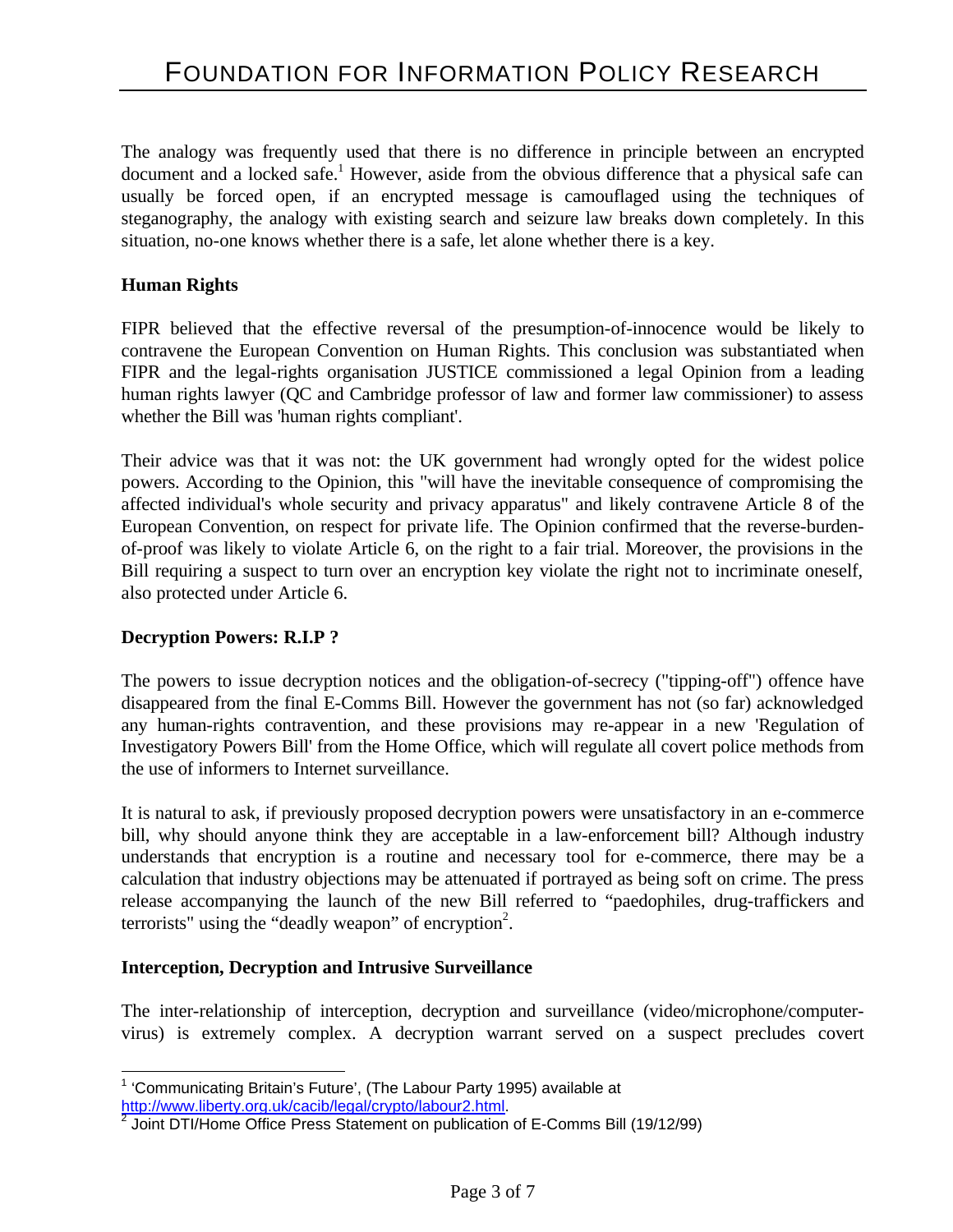The analogy was frequently used that there is no difference in principle between an encrypted document and a locked safe.[1] However, aside from the obvious difference that a physical safe can usually be forced open, if an encrypted message is camouflaged using the techniques of steganography, the analogy with existing search and seizure law breaks down completely. In this situation, no-one knows whether there is a safe, let alone whether there is a key.

**Human Rights**

FIPR believed that the effective reversal of the presumption-of-innocence would be likely to contravene the European Convention on Human Rights. This conclusion was substantiated when FIPR and the legal-rights organisation JUSTICE commissioned a legal Opinion from a leading human rights lawyer (QC and Cambridge professor of law and former law commissioner) to assess whether the Bill was 'human rights compliant'.

Their advice was that it was not: the UK government had wrongly opted for the widest police powers. According to the Opinion, this "will have the inevitable consequence of compromising the affected individual's whole security and privacy apparatus" and likely contravene Article 8 of the European Convention, on respect for private life. The Opinion confirmed that the reverse-burden-of-proof was likely to violate Article 6, on the right to a fair trial. Moreover, the provisions in the Bill requiring a suspect to turn over an encryption key violate the right not to incriminate oneself, also protected under Article 6.

**Decryption Powers: R.I.P ?**

The powers to issue decryption notices and the obligation-of-secrecy ("tipping-off") offence have disappeared from the final E-Comms Bill. However the government has not (so far) acknowledged any human-rights contravention, and these provisions may re-appear in a new 'Regulation of Investigatory Powers Bill' from the Home Office, which will regulate all covert police methods from the use of informers to Internet surveillance.

It is natural to ask, if previously proposed decryption powers were unsatisfactory in an e-commerce bill, why should anyone think they are acceptable in a law-enforcement bill? Although industry understands that encryption is a routine and necessary tool for e-commerce, there may be a calculation that industry objections may be attenuated if portrayed as being soft on crime. The press release accompanying the launch of the new Bill referred to "paedophiles, drug-traffickers and terrorists" using the "deadly weapon" of encryption[2].

**Interception, Decryption and Intrusive Surveillance**

The inter-relationship of interception, decryption and surveillance (video/microphone/computer-virus) is extremely complex. A decryption warrant served on a suspect precludes covert

---

[1] 'Communicating Britain's Future', (The Labour Party 1995) available at http://www.liberty.org.uk/cacib/legal/crypto/labour2.html.

[2] Joint DTI/Home Office Press Statement on publication of E-Comms Bill (19/12/99)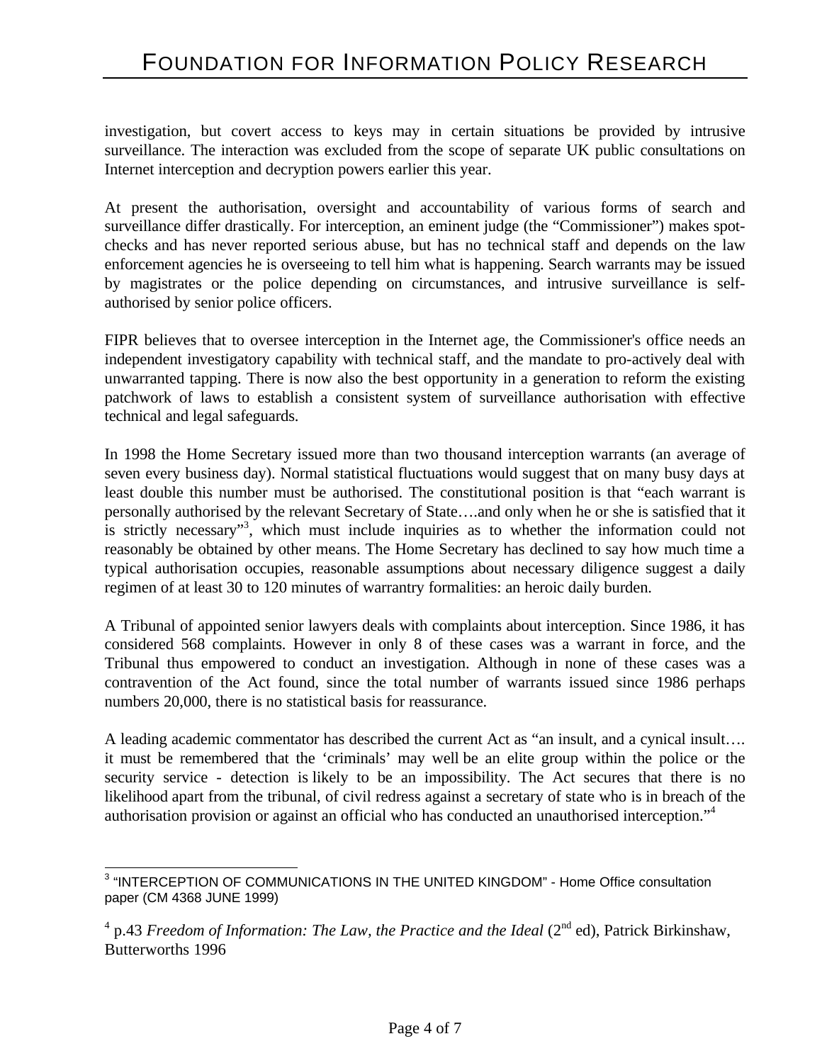investigation, but covert access to keys may in certain situations be provided by intrusive surveillance. The interaction was excluded from the scope of separate UK public consultations on Internet interception and decryption powers earlier this year.

At present the authorisation, oversight and accountability of various forms of search and surveillance differ drastically. For interception, an eminent judge (the "Commissioner") makes spot-checks and has never reported serious abuse, but has no technical staff and depends on the law enforcement agencies he is overseeing to tell him what is happening. Search warrants may be issued by magistrates or the police depending on circumstances, and intrusive surveillance is self-authorised by senior police officers.

FIPR believes that to oversee interception in the Internet age, the Commissioner's office needs an independent investigatory capability with technical staff, and the mandate to pro-actively deal with unwarranted tapping. There is now also the best opportunity in a generation to reform the existing patchwork of laws to establish a consistent system of surveillance authorisation with effective technical and legal safeguards.

In 1998 the Home Secretary issued more than two thousand interception warrants (an average of seven every business day). Normal statistical fluctuations would suggest that on many busy days at least double this number must be authorised. The constitutional position is that "each warrant is personally authorised by the relevant Secretary of State….and only when he or she is satisfied that it is strictly necessary"[3], which must include inquiries as to whether the information could not reasonably be obtained by other means. The Home Secretary has declined to say how much time a typical authorisation occupies, reasonable assumptions about necessary diligence suggest a daily regimen of at least 30 to 120 minutes of warrantry formalities: an heroic daily burden.

A Tribunal of appointed senior lawyers deals with complaints about interception. Since 1986, it has considered 568 complaints. However in only 8 of these cases was a warrant in force, and the Tribunal thus empowered to conduct an investigation. Although in none of these cases was a contravention of the Act found, since the total number of warrants issued since 1986 perhaps numbers 20,000, there is no statistical basis for reassurance.

A leading academic commentator has described the current Act as "an insult, and a cynical insult…. it must be remembered that the 'criminals' may well be an elite group within the police or the security service - detection is likely to be an impossibility. The Act secures that there is no likelihood apart from the tribunal, of civil redress against a secretary of state who is in breach of the authorisation provision or against an official who has conducted an unauthorised interception."[4]

---

[3] "INTERCEPTION OF COMMUNICATIONS IN THE UNITED KINGDOM" - Home Office consultation paper (CM 4368 JUNE 1999)

[4] p.43 *Freedom of Information: The Law, the Practice and the Ideal* (2nd ed), Patrick Birkinshaw, Butterworths 1996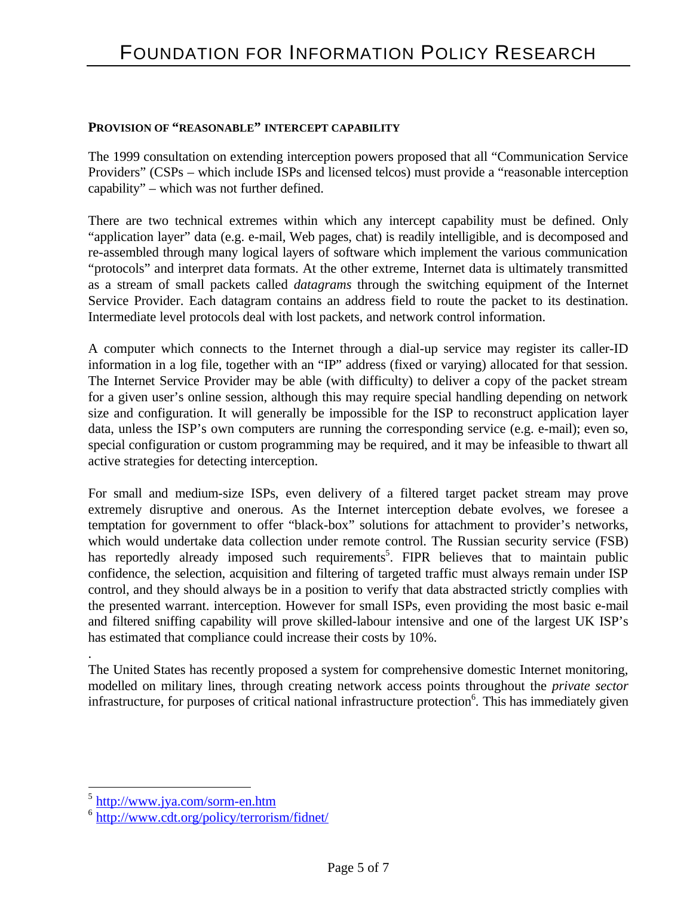**PROVISION OF "REASONABLE" INTERCEPT CAPABILITY**

The 1999 consultation on extending interception powers proposed that all "Communication Service Providers" (CSPs – which include ISPs and licensed telcos) must provide a "reasonable interception capability" – which was not further defined.

There are two technical extremes within which any intercept capability must be defined. Only "application layer" data (e.g. e-mail, Web pages, chat) is readily intelligible, and is decomposed and re-assembled through many logical layers of software which implement the various communication "protocols" and interpret data formats. At the other extreme, Internet data is ultimately transmitted as a stream of small packets called *datagrams* through the switching equipment of the Internet Service Provider. Each datagram contains an address field to route the packet to its destination. Intermediate level protocols deal with lost packets, and network control information.

A computer which connects to the Internet through a dial-up service may register its caller-ID information in a log file, together with an "IP" address (fixed or varying) allocated for that session. The Internet Service Provider may be able (with difficulty) to deliver a copy of the packet stream for a given user's online session, although this may require special handling depending on network size and configuration. It will generally be impossible for the ISP to reconstruct application layer data, unless the ISP's own computers are running the corresponding service (e.g. e-mail); even so, special configuration or custom programming may be required, and it may be infeasible to thwart all active strategies for detecting interception.

For small and medium-size ISPs, even delivery of a filtered target packet stream may prove extremely disruptive and onerous. As the Internet interception debate evolves, we foresee a temptation for government to offer "black-box" solutions for attachment to provider's networks, which would undertake data collection under remote control. The Russian security service (FSB) has reportedly already imposed such requirements[5]. FIPR believes that to maintain public confidence, the selection, acquisition and filtering of targeted traffic must always remain under ISP control, and they should always be in a position to verify that data abstracted strictly complies with the presented warrant. interception. However for small ISPs, even providing the most basic e-mail and filtered sniffing capability will prove skilled-labour intensive and one of the largest UK ISP's has estimated that compliance could increase their costs by 10%.

.

The United States has recently proposed a system for comprehensive domestic Internet monitoring, modelled on military lines, through creating network access points throughout the *private sector* infrastructure, for purposes of critical national infrastructure protection[6]. This has immediately given

---

[5] http://www.jya.com/sorm-en.htm

[6] http://www.cdt.org/policy/terrorism/fidnet/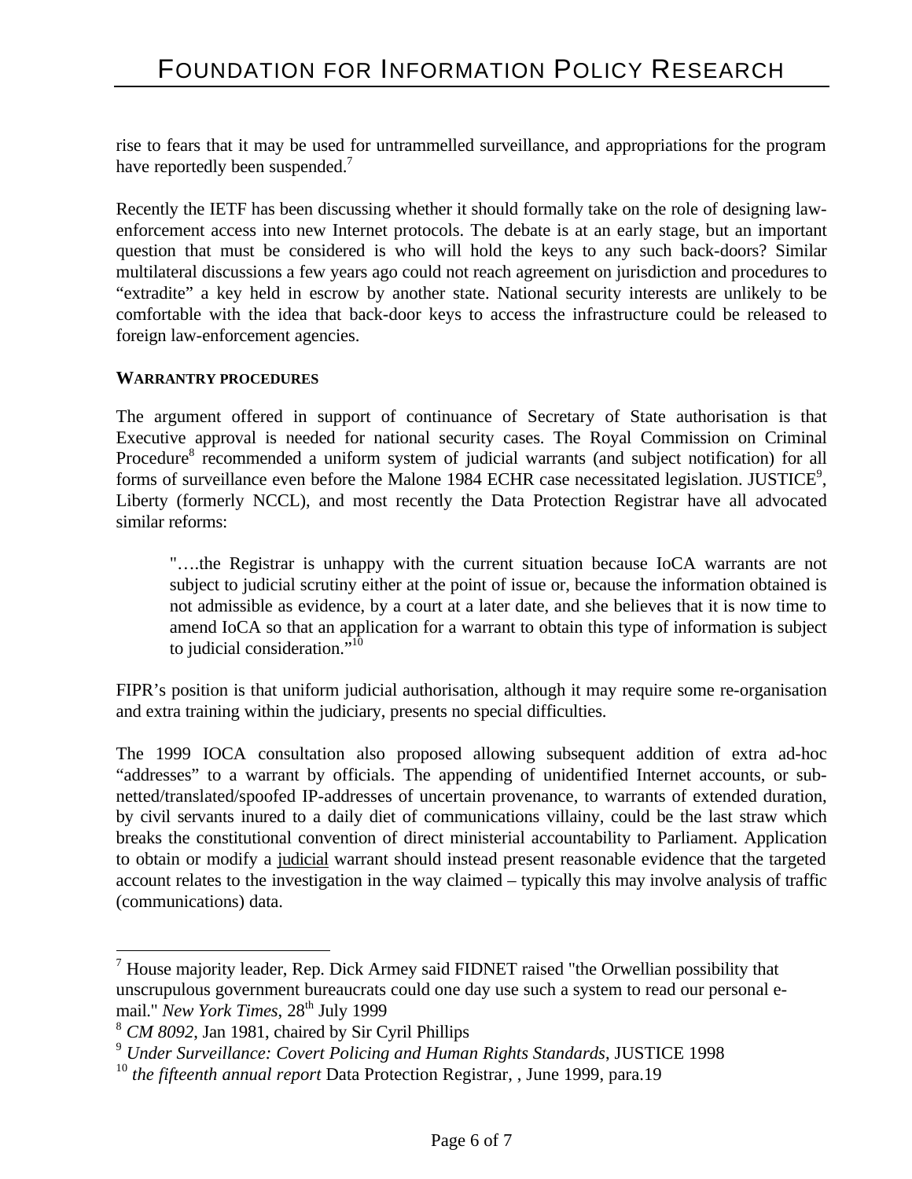rise to fears that it may be used for untrammelled surveillance, and appropriations for the program have reportedly been suspended.[7]

Recently the IETF has been discussing whether it should formally take on the role of designing law-enforcement access into new Internet protocols. The debate is at an early stage, but an important question that must be considered is who will hold the keys to any such back-doors? Similar multilateral discussions a few years ago could not reach agreement on jurisdiction and procedures to "extradite" a key held in escrow by another state. National security interests are unlikely to be comfortable with the idea that back-door keys to access the infrastructure could be released to foreign law-enforcement agencies.

**WARRANTRY PROCEDURES**

The argument offered in support of continuance of Secretary of State authorisation is that Executive approval is needed for national security cases. The Royal Commission on Criminal Procedure[8] recommended a uniform system of judicial warrants (and subject notification) for all forms of surveillance even before the Malone 1984 ECHR case necessitated legislation. JUSTICE[9], Liberty (formerly NCCL), and most recently the Data Protection Registrar have all advocated similar reforms:

> "….the Registrar is unhappy with the current situation because IoCA warrants are not subject to judicial scrutiny either at the point of issue or, because the information obtained is not admissible as evidence, by a court at a later date, and she believes that it is now time to amend IoCA so that an application for a warrant to obtain this type of information is subject to judicial consideration."[10]

FIPR's position is that uniform judicial authorisation, although it may require some re-organisation and extra training within the judiciary, presents no special difficulties.

The 1999 IOCA consultation also proposed allowing subsequent addition of extra ad-hoc "addresses" to a warrant by officials. The appending of unidentified Internet accounts, or sub-netted/translated/spoofed IP-addresses of uncertain provenance, to warrants of extended duration, by civil servants inured to a daily diet of communications villainy, could be the last straw which breaks the constitutional convention of direct ministerial accountability to Parliament. Application to obtain or modify a judicial warrant should instead present reasonable evidence that the targeted account relates to the investigation in the way claimed – typically this may involve analysis of traffic (communications) data.

---

[7] House majority leader, Rep. Dick Armey said FIDNET raised "the Orwellian possibility that unscrupulous government bureaucrats could one day use such a system to read our personal e-mail." *New York Times*, 28th July 1999

[8] *CM 8092*, Jan 1981, chaired by Sir Cyril Phillips

[9] *Under Surveillance: Covert Policing and Human Rights Standards*, JUSTICE 1998

[10] *the fifteenth annual report* Data Protection Registrar, , June 1999, para.19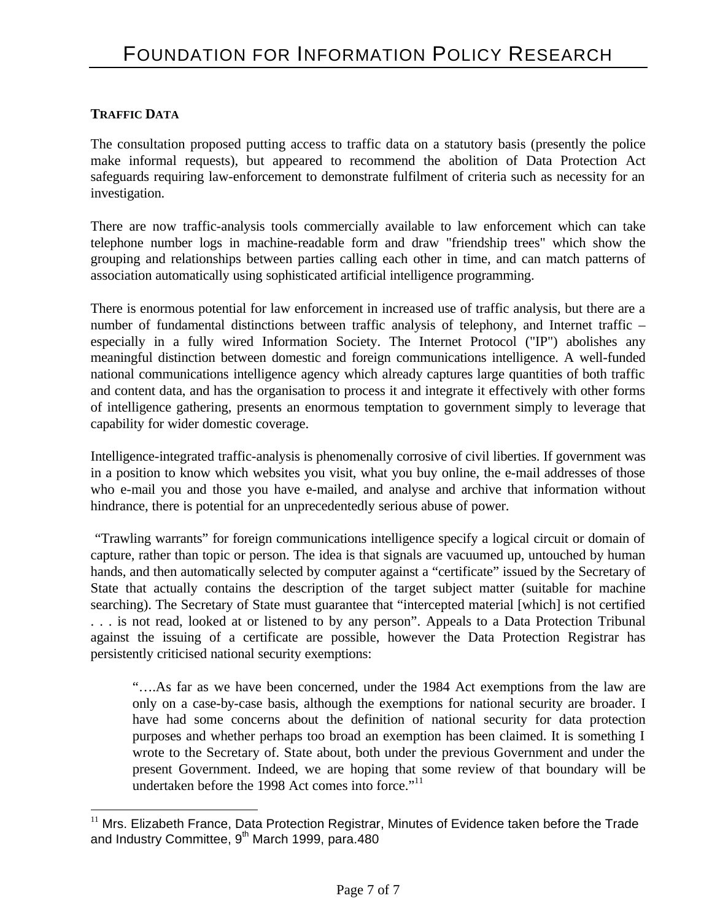**TRAFFIC DATA**

The consultation proposed putting access to traffic data on a statutory basis (presently the police make informal requests), but appeared to recommend the abolition of Data Protection Act safeguards requiring law-enforcement to demonstrate fulfilment of criteria such as necessity for an investigation.

There are now traffic-analysis tools commercially available to law enforcement which can take telephone number logs in machine-readable form and draw "friendship trees" which show the grouping and relationships between parties calling each other in time, and can match patterns of association automatically using sophisticated artificial intelligence programming.

There is enormous potential for law enforcement in increased use of traffic analysis, but there are a number of fundamental distinctions between traffic analysis of telephony, and Internet traffic – especially in a fully wired Information Society. The Internet Protocol ("IP") abolishes any meaningful distinction between domestic and foreign communications intelligence. A well-funded national communications intelligence agency which already captures large quantities of both traffic and content data, and has the organisation to process it and integrate it effectively with other forms of intelligence gathering, presents an enormous temptation to government simply to leverage that capability for wider domestic coverage.

Intelligence-integrated traffic-analysis is phenomenally corrosive of civil liberties. If government was in a position to know which websites you visit, what you buy online, the e-mail addresses of those who e-mail you and those you have e-mailed, and analyse and archive that information without hindrance, there is potential for an unprecedentedly serious abuse of power.

"Trawling warrants" for foreign communications intelligence specify a logical circuit or domain of capture, rather than topic or person. The idea is that signals are vacuumed up, untouched by human hands, and then automatically selected by computer against a "certificate" issued by the Secretary of State that actually contains the description of the target subject matter (suitable for machine searching). The Secretary of State must guarantee that "intercepted material [which] is not certified . . . is not read, looked at or listened to by any person". Appeals to a Data Protection Tribunal against the issuing of a certificate are possible, however the Data Protection Registrar has persistently criticised national security exemptions:

> "….As far as we have been concerned, under the 1984 Act exemptions from the law are only on a case-by-case basis, although the exemptions for national security are broader. I have had some concerns about the definition of national security for data protection purposes and whether perhaps too broad an exemption has been claimed. It is something I wrote to the Secretary of. State about, both under the previous Government and under the present Government. Indeed, we are hoping that some review of that boundary will be undertaken before the 1998 Act comes into force."[11]

[11] Mrs. Elizabeth France, Data Protection Registrar, Minutes of Evidence taken before the Trade and Industry Committee, 9th March 1999, para.480